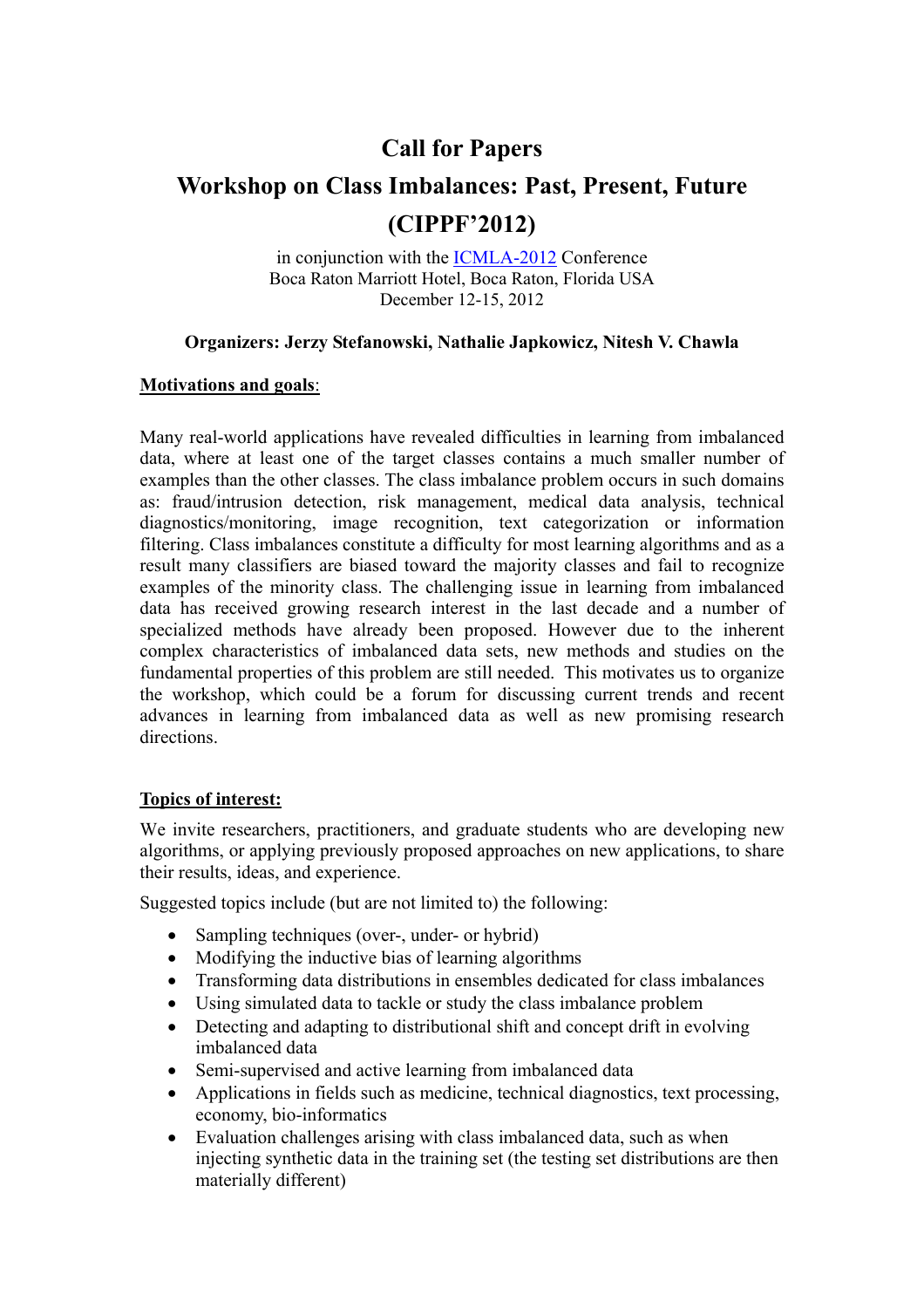# Call for Papers

# Workshop on Class Imbalances: Past, Present, Future (CIPPF'2012)

in conjunction with the ICMLA-2012 Conference
Boca Raton Marriott Hotel, Boca Raton, Florida USA
December 12-15, 2012

**Organizers: Jerzy Stefanowski, Nathalie Japkowicz, Nitesh V. Chawla**

**Motivations and goals**:

Many real-world applications have revealed difficulties in learning from imbalanced data, where at least one of the target classes contains a much smaller number of examples than the other classes. The class imbalance problem occurs in such domains as: fraud/intrusion detection, risk management, medical data analysis, technical diagnostics/monitoring, image recognition, text categorization or information filtering. Class imbalances constitute a difficulty for most learning algorithms and as a result many classifiers are biased toward the majority classes and fail to recognize examples of the minority class. The challenging issue in learning from imbalanced data has received growing research interest in the last decade and a number of specialized methods have already been proposed. However due to the inherent complex characteristics of imbalanced data sets, new methods and studies on the fundamental properties of this problem are still needed. This motivates us to organize the workshop, which could be a forum for discussing current trends and recent advances in learning from imbalanced data as well as new promising research directions.

**Topics of interest:**

We invite researchers, practitioners, and graduate students who are developing new algorithms, or applying previously proposed approaches on new applications, to share their results, ideas, and experience.

Suggested topics include (but are not limited to) the following:

- Sampling techniques (over-, under- or hybrid)
- Modifying the inductive bias of learning algorithms
- Transforming data distributions in ensembles dedicated for class imbalances
- Using simulated data to tackle or study the class imbalance problem
- Detecting and adapting to distributional shift and concept drift in evolving imbalanced data
- Semi-supervised and active learning from imbalanced data
- Applications in fields such as medicine, technical diagnostics, text processing, economy, bio-informatics
- Evaluation challenges arising with class imbalanced data, such as when injecting synthetic data in the training set (the testing set distributions are then materially different)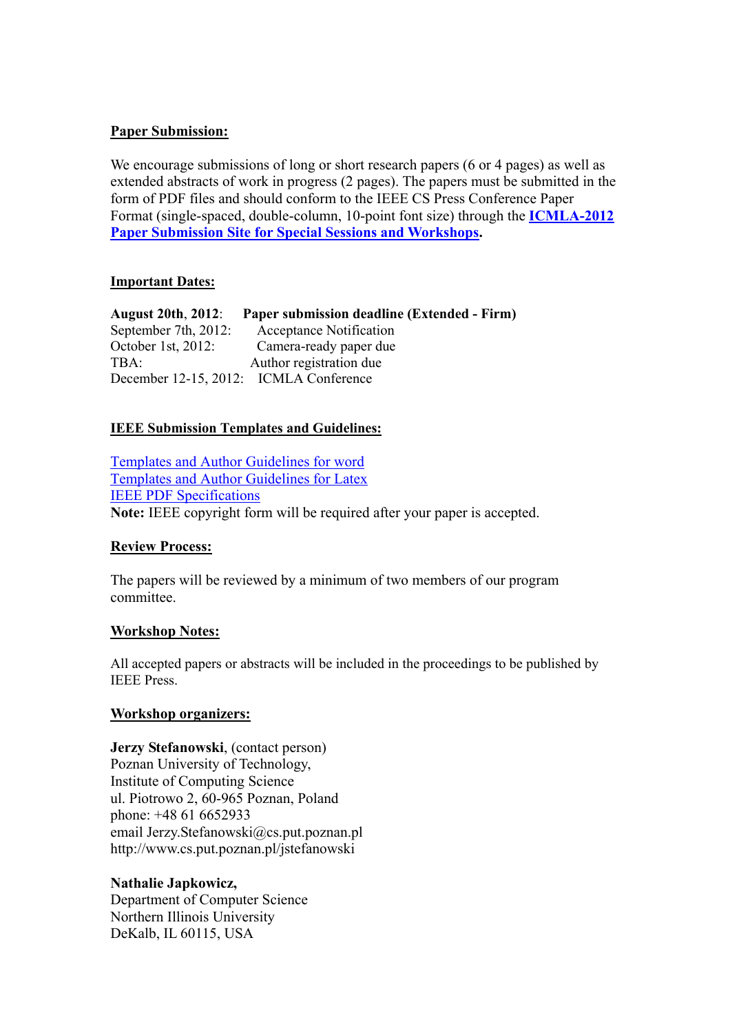**Paper Submission:**

We encourage submissions of long or short research papers (6 or 4 pages) as well as extended abstracts of work in progress (2 pages). The papers must be submitted in the form of PDF files and should conform to the IEEE CS Press Conference Paper Format (single-spaced, double-column, 10-point font size) through the **ICMLA-2012 Paper Submission Site for Special Sessions and Workshops**.

**Important Dates:**

**August 20th, 2012**: **Paper submission deadline (Extended - Firm)**
September 7th, 2012: Acceptance Notification
October 1st, 2012: Camera-ready paper due
TBA: Author registration due
December 12-15, 2012: ICMLA Conference

**IEEE Submission Templates and Guidelines:**

Templates and Author Guidelines for word
Templates and Author Guidelines for Latex
IEEE PDF Specifications
**Note:** IEEE copyright form will be required after your paper is accepted.

**Review Process:**

The papers will be reviewed by a minimum of two members of our program committee.

**Workshop Notes:**

All accepted papers or abstracts will be included in the proceedings to be published by IEEE Press.

**Workshop organizers:**

**Jerzy Stefanowski**, (contact person)
Poznan University of Technology,
Institute of Computing Science
ul. Piotrowo 2, 60-965 Poznan, Poland
phone: +48 61 6652933
email Jerzy.Stefanowski@cs.put.poznan.pl
http://www.cs.put.poznan.pl/jstefanowski

**Nathalie Japkowicz,**
Department of Computer Science
Northern Illinois University
DeKalb, IL 60115, USA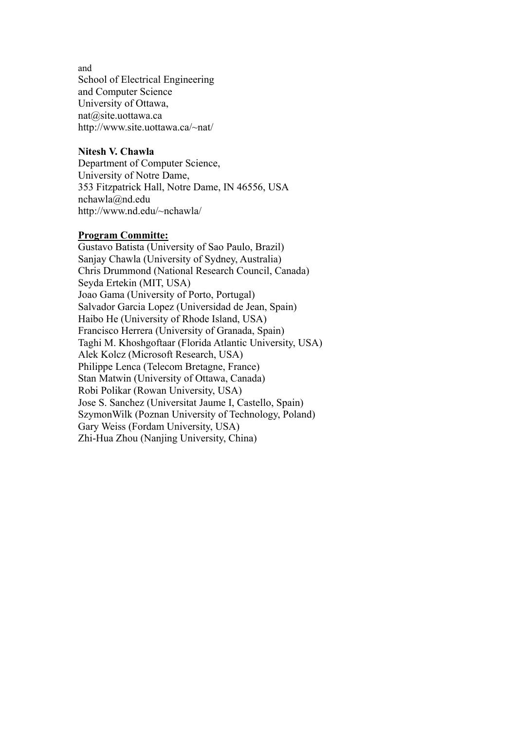and
School of Electrical Engineering
and Computer Science
University of Ottawa,
nat@site.uottawa.ca
http://www.site.uottawa.ca/~nat/

**Nitesh V. Chawla**
Department of Computer Science,
University of Notre Dame,
353 Fitzpatrick Hall, Notre Dame, IN 46556, USA
nchawla@nd.edu
http://www.nd.edu/~nchawla/

**Program Committe:**

Gustavo Batista (University of Sao Paulo, Brazil)
Sanjay Chawla (University of Sydney, Australia)
Chris Drummond (National Research Council, Canada)
Seyda Ertekin (MIT, USA)
Joao Gama (University of Porto, Portugal)
Salvador Garcia Lopez (Universidad de Jean, Spain)
Haibo He (University of Rhode Island, USA)
Francisco Herrera (University of Granada, Spain)
Taghi M. Khoshgoftaar (Florida Atlantic University, USA)
Alek Kolcz (Microsoft Research, USA)
Philippe Lenca (Telecom Bretagne, France)
Stan Matwin (University of Ottawa, Canada)
Robi Polikar (Rowan University, USA)
Jose S. Sanchez (Universitat Jaume I, Castello, Spain)
SzymonWilk (Poznan University of Technology, Poland)
Gary Weiss (Fordam University, USA)
Zhi-Hua Zhou (Nanjing University, China)